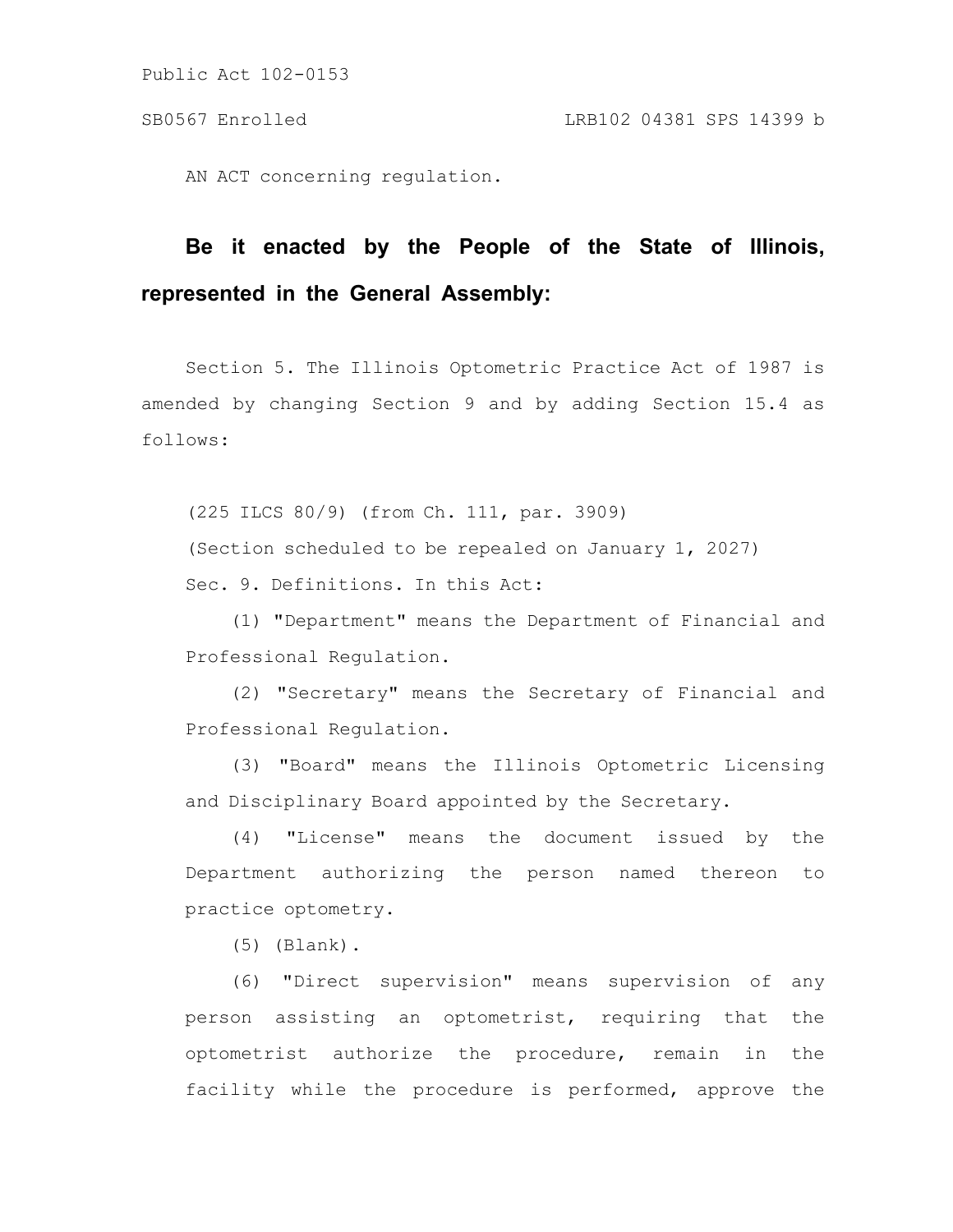Public Act 102-0153

SB0567 Enrolled LRB102 04381 SPS 14399 b

AN ACT concerning regulation.

**Be it enacted by the People of the State of Illinois, represented in the General Assembly:**

Section 5. The Illinois Optometric Practice Act of 1987 is amended by changing Section 9 and by adding Section 15.4 as follows:

(225 ILCS 80/9) (from Ch. 111, par. 3909)

(Section scheduled to be repealed on January 1, 2027)

Sec. 9. Definitions. In this Act:

(1) "Department" means the Department of Financial and Professional Regulation.

(2) "Secretary" means the Secretary of Financial and Professional Regulation.

(3) "Board" means the Illinois Optometric Licensing and Disciplinary Board appointed by the Secretary.

(4) "License" means the document issued by the Department authorizing the person named thereon to practice optometry.

(5) (Blank).

(6) "Direct supervision" means supervision of any person assisting an optometrist, requiring that the optometrist authorize the procedure, remain in the facility while the procedure is performed, approve the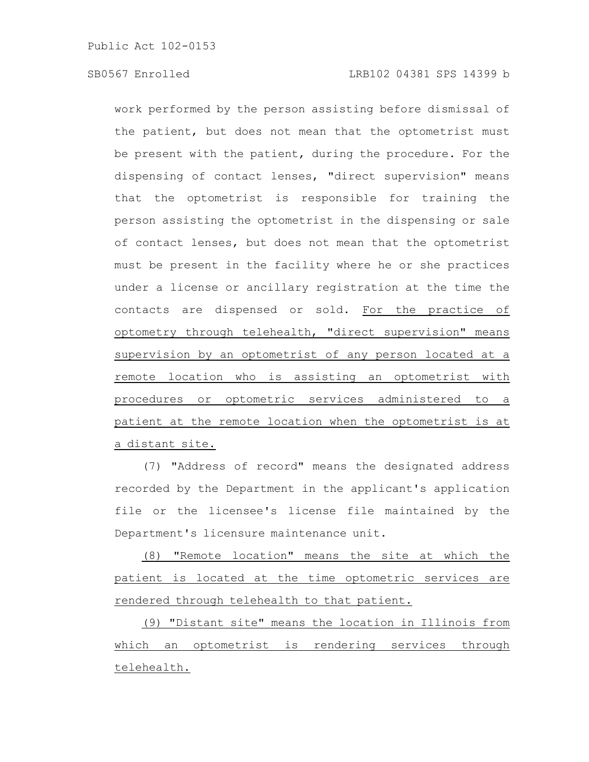work performed by the person assisting before dismissal of the patient, but does not mean that the optometrist must be present with the patient, during the procedure. For the dispensing of contact lenses, "direct supervision" means that the optometrist is responsible for training the person assisting the optometrist in the dispensing or sale of contact lenses, but does not mean that the optometrist must be present in the facility where he or she practices under a license or ancillary registration at the time the contacts are dispensed or sold. <u>For the practice of optometry through telehealth, "direct supervision" means supervision by an optometrist of any person located at a remote location who is assisting an optometrist with procedures or optometric services administered to a patient at the remote location when the optometrist is at a distant site.</u>

(7) "Address of record" means the designated address recorded by the Department in the applicant's application file or the licensee's license file maintained by the Department's licensure maintenance unit.

<u>(8) "Remote location" means the site at which the patient is located at the time optometric services are rendered through telehealth to that patient.</u>

<u>(9) "Distant site" means the location in Illinois from which an optometrist is rendering services through telehealth.</u>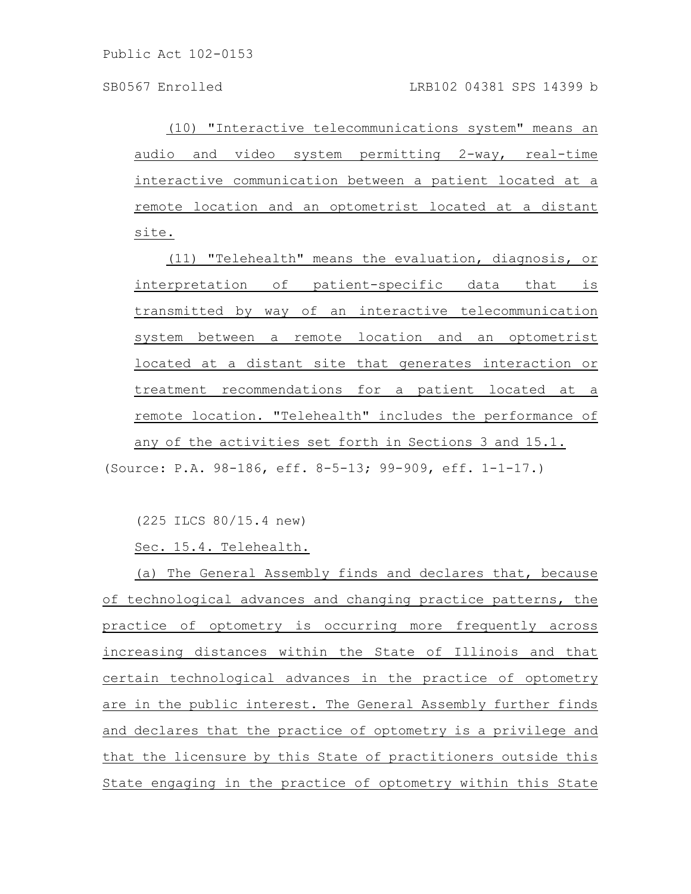(10) "Interactive telecommunications system" means an audio and video system permitting 2-way, real-time interactive communication between a patient located at a remote location and an optometrist located at a distant site.

(11) "Telehealth" means the evaluation, diagnosis, or interpretation of patient-specific data that is transmitted by way of an interactive telecommunication system between a remote location and an optometrist located at a distant site that generates interaction or treatment recommendations for a patient located at a remote location. "Telehealth" includes the performance of any of the activities set forth in Sections 3 and 15.1.

(Source: P.A. 98-186, eff. 8-5-13; 99-909, eff. 1-1-17.)

(225 ILCS 80/15.4 new)

Sec. 15.4. Telehealth.

(a) The General Assembly finds and declares that, because of technological advances and changing practice patterns, the practice of optometry is occurring more frequently across increasing distances within the State of Illinois and that certain technological advances in the practice of optometry are in the public interest. The General Assembly further finds and declares that the practice of optometry is a privilege and that the licensure by this State of practitioners outside this State engaging in the practice of optometry within this State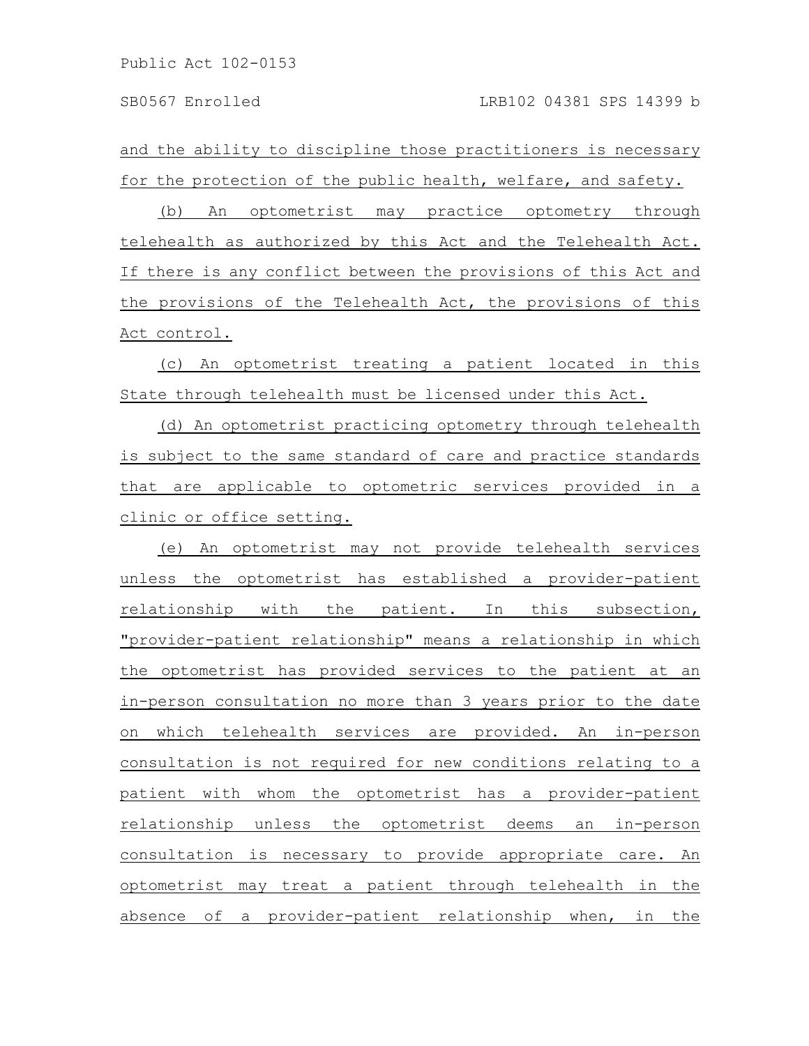and the ability to discipline those practitioners is necessary for the protection of the public health, welfare, and safety.

(b) An optometrist may practice optometry through telehealth as authorized by this Act and the Telehealth Act. If there is any conflict between the provisions of this Act and the provisions of the Telehealth Act, the provisions of this Act control.

(c) An optometrist treating a patient located in this State through telehealth must be licensed under this Act.

(d) An optometrist practicing optometry through telehealth is subject to the same standard of care and practice standards that are applicable to optometric services provided in a clinic or office setting.

(e) An optometrist may not provide telehealth services unless the optometrist has established a provider-patient relationship with the patient. In this subsection, "provider-patient relationship" means a relationship in which the optometrist has provided services to the patient at an in-person consultation no more than 3 years prior to the date on which telehealth services are provided. An in-person consultation is not required for new conditions relating to a patient with whom the optometrist has a provider-patient relationship unless the optometrist deems an in-person consultation is necessary to provide appropriate care. An optometrist may treat a patient through telehealth in the absence of a provider-patient relationship when, in the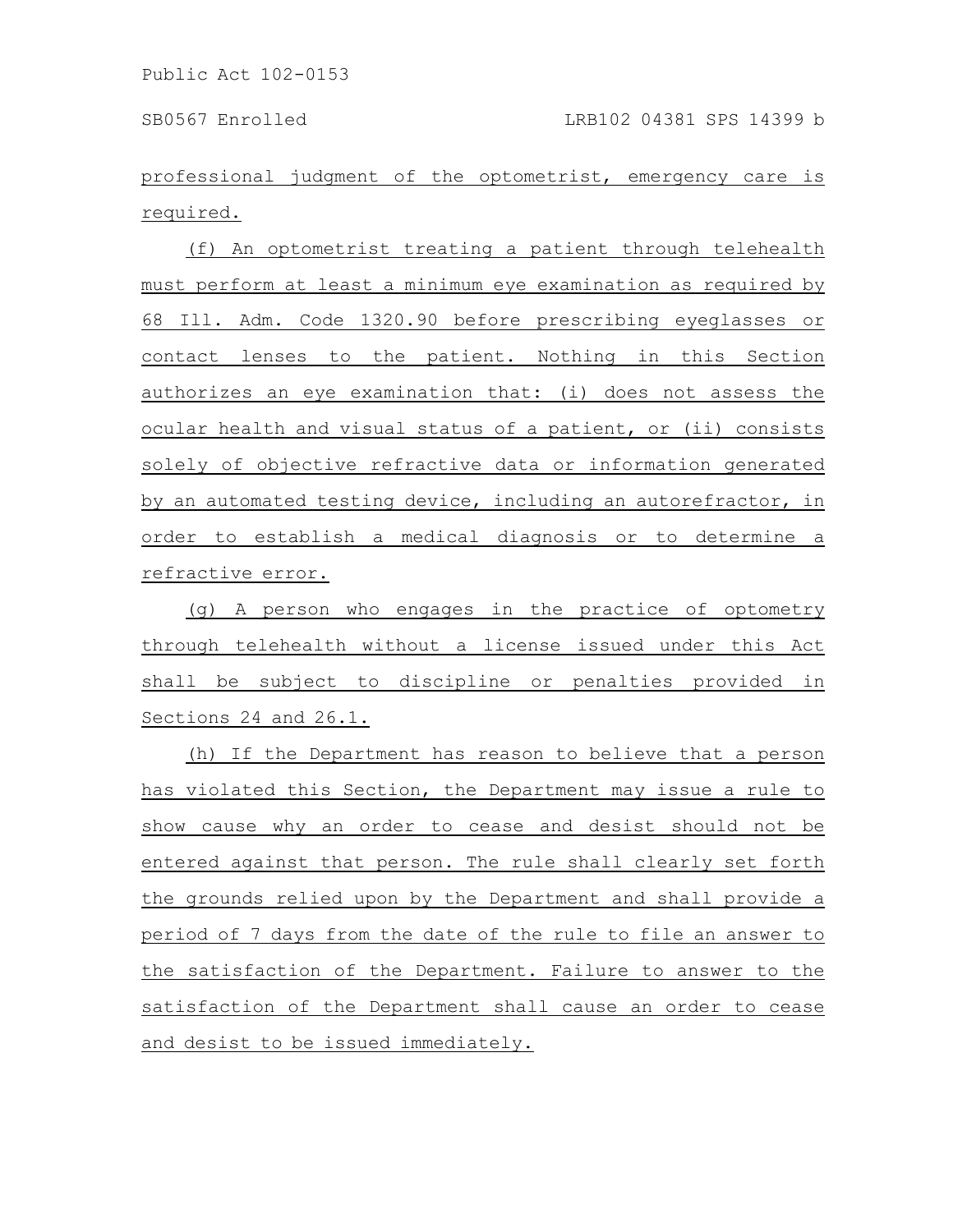professional judgment of the optometrist, emergency care is required.

(f) An optometrist treating a patient through telehealth must perform at least a minimum eye examination as required by 68 Ill. Adm. Code 1320.90 before prescribing eyeglasses or contact lenses to the patient. Nothing in this Section authorizes an eye examination that: (i) does not assess the ocular health and visual status of a patient, or (ii) consists solely of objective refractive data or information generated by an automated testing device, including an autorefractor, in order to establish a medical diagnosis or to determine a refractive error.

(g) A person who engages in the practice of optometry through telehealth without a license issued under this Act shall be subject to discipline or penalties provided in Sections 24 and 26.1.

(h) If the Department has reason to believe that a person has violated this Section, the Department may issue a rule to show cause why an order to cease and desist should not be entered against that person. The rule shall clearly set forth the grounds relied upon by the Department and shall provide a period of 7 days from the date of the rule to file an answer to the satisfaction of the Department. Failure to answer to the satisfaction of the Department shall cause an order to cease and desist to be issued immediately.